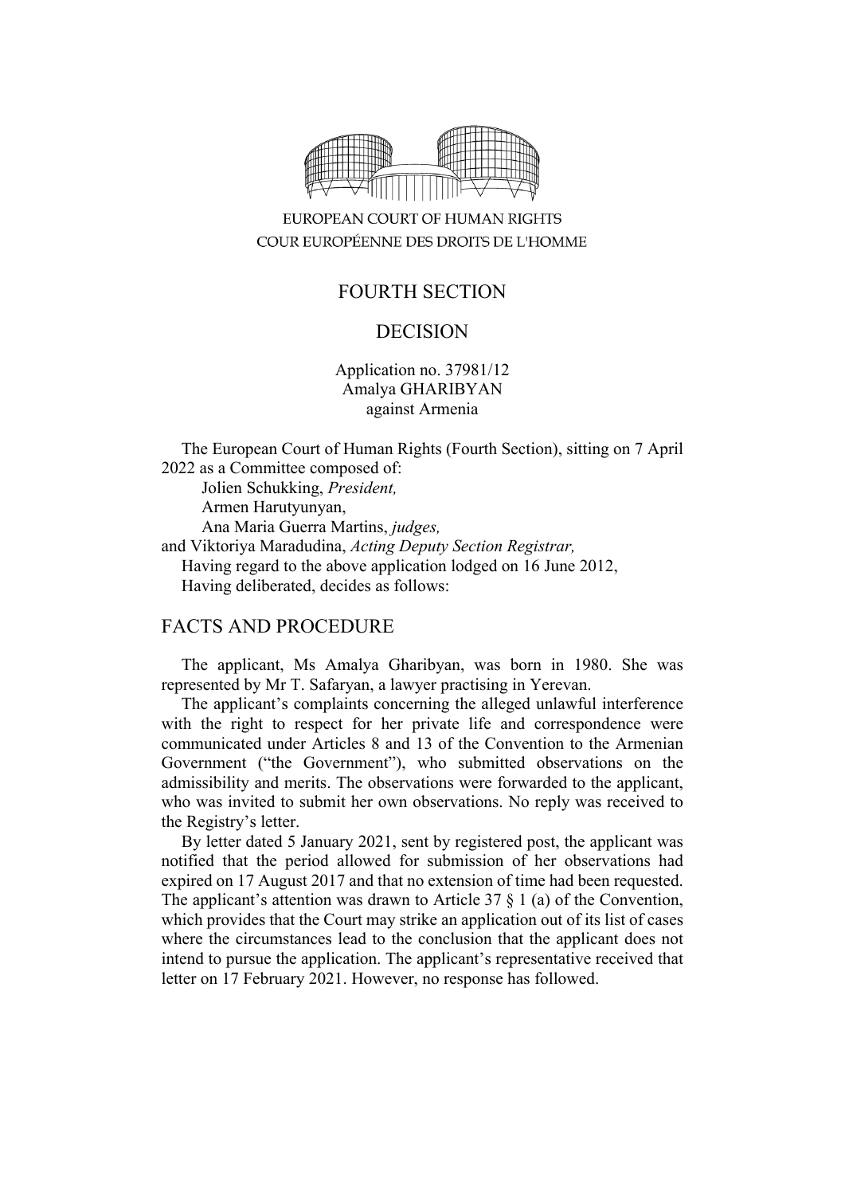EUROPEAN COURT OF HUMAN RIGHTS
COUR EUROPÉENNE DES DROITS DE L'HOMME

FOURTH SECTION

DECISION

Application no. 37981/12
Amalya GHARIBYAN
against Armenia

The European Court of Human Rights (Fourth Section), sitting on 7 April 2022 as a Committee composed of:

Jolien Schukking, *President,*
Armen Harutyunyan,
Ana Maria Guerra Martins, *judges,*
and Viktoriya Maradudina, *Acting Deputy Section Registrar,*

Having regard to the above application lodged on 16 June 2012,

Having deliberated, decides as follows:

## FACTS AND PROCEDURE

The applicant, Ms Amalya Gharibyan, was born in 1980. She was represented by Mr T. Safaryan, a lawyer practising in Yerevan.

The applicant's complaints concerning the alleged unlawful interference with the right to respect for her private life and correspondence were communicated under Articles 8 and 13 of the Convention to the Armenian Government ("the Government"), who submitted observations on the admissibility and merits. The observations were forwarded to the applicant, who was invited to submit her own observations. No reply was received to the Registry's letter.

By letter dated 5 January 2021, sent by registered post, the applicant was notified that the period allowed for submission of her observations had expired on 17 August 2017 and that no extension of time had been requested. The applicant's attention was drawn to Article 37 § 1 (a) of the Convention, which provides that the Court may strike an application out of its list of cases where the circumstances lead to the conclusion that the applicant does not intend to pursue the application. The applicant's representative received that letter on 17 February 2021. However, no response has followed.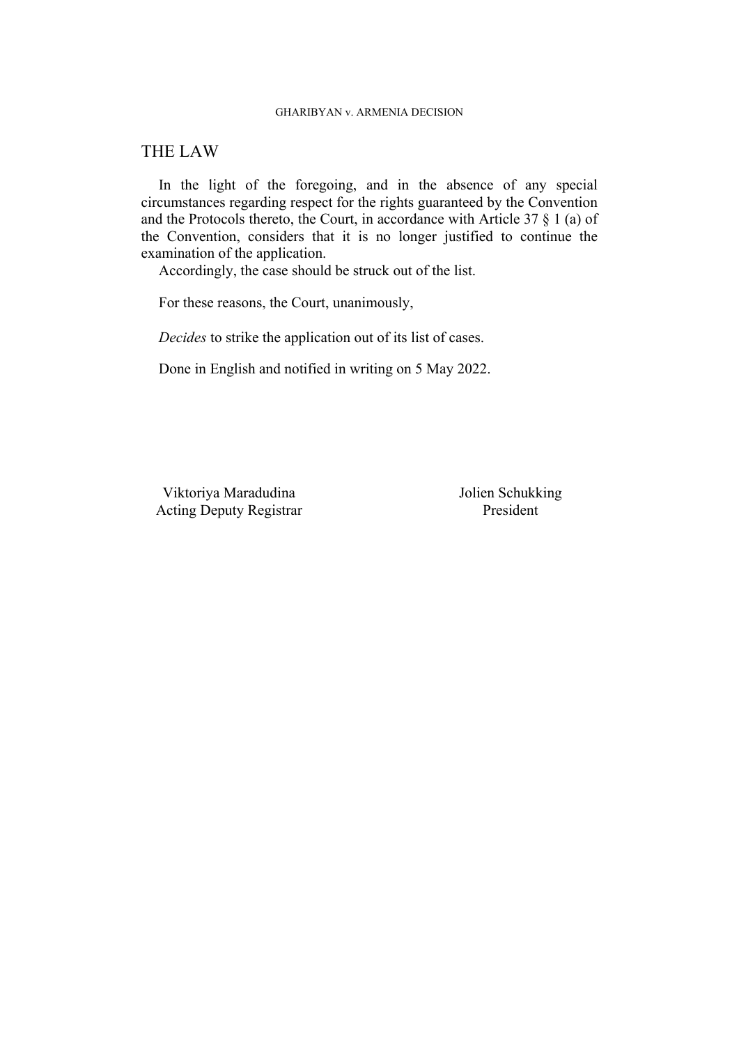# THE LAW

In the light of the foregoing, and in the absence of any special circumstances regarding respect for the rights guaranteed by the Convention and the Protocols thereto, the Court, in accordance with Article 37 § 1 (a) of the Convention, considers that it is no longer justified to continue the examination of the application.

Accordingly, the case should be struck out of the list.

For these reasons, the Court, unanimously,

*Decides* to strike the application out of its list of cases.

Done in English and notified in writing on 5 May 2022.

Viktoriya Maradudina
Acting Deputy Registrar

Jolien Schukking
President